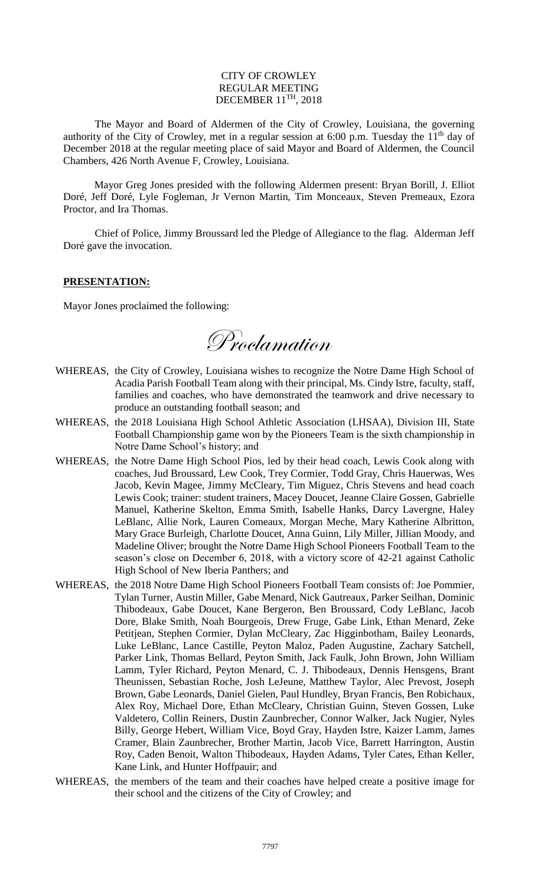CITY OF CROWLEY
REGULAR MEETING
DECEMBER 11TH, 2018

The Mayor and Board of Aldermen of the City of Crowley, Louisiana, the governing authority of the City of Crowley, met in a regular session at 6:00 p.m. Tuesday the 11th day of December 2018 at the regular meeting place of said Mayor and Board of Aldermen, the Council Chambers, 426 North Avenue F, Crowley, Louisiana.

Mayor Greg Jones presided with the following Aldermen present: Bryan Borill, J. Elliot Doré, Jeff Doré, Lyle Fogleman, Jr Vernon Martin, Tim Monceaux, Steven Premeaux, Ezora Proctor, and Ira Thomas.

Chief of Police, Jimmy Broussard led the Pledge of Allegiance to the flag. Alderman Jeff Doré gave the invocation.

**PRESENTATION:**

Mayor Jones proclaimed the following:

*Proclamation*

WHEREAS, the City of Crowley, Louisiana wishes to recognize the Notre Dame High School of Acadia Parish Football Team along with their principal, Ms. Cindy Istre, faculty, staff, families and coaches, who have demonstrated the teamwork and drive necessary to produce an outstanding football season; and

WHEREAS, the 2018 Louisiana High School Athletic Association (LHSAA), Division III, State Football Championship game won by the Pioneers Team is the sixth championship in Notre Dame School's history; and

WHEREAS, the Notre Dame High School Pios, led by their head coach, Lewis Cook along with coaches, Jud Broussard, Lew Cook, Trey Cormier, Todd Gray, Chris Hauerwas, Wes Jacob, Kevin Magee, Jimmy McCleary, Tim Miguez, Chris Stevens and head coach Lewis Cook; trainer: student trainers, Macey Doucet, Jeanne Claire Gossen, Gabrielle Manuel, Katherine Skelton, Emma Smith, Isabelle Hanks, Darcy Lavergne, Haley LeBlanc, Allie Nork, Lauren Comeaux, Morgan Meche, Mary Katherine Albritton, Mary Grace Burleigh, Charlotte Doucet, Anna Guinn, Lily Miller, Jillian Moody, and Madeline Oliver; brought the Notre Dame High School Pioneers Football Team to the season's close on December 6, 2018, with a victory score of 42-21 against Catholic High School of New Iberia Panthers; and

WHEREAS, the 2018 Notre Dame High School Pioneers Football Team consists of: Joe Pommier, Tylan Turner, Austin Miller, Gabe Menard, Nick Gautreaux, Parker Seilhan, Dominic Thibodeaux, Gabe Doucet, Kane Bergeron, Ben Broussard, Cody LeBlanc, Jacob Dore, Blake Smith, Noah Bourgeois, Drew Fruge, Gabe Link, Ethan Menard, Zeke Petitjean, Stephen Cormier, Dylan McCleary, Zac Higginbotham, Bailey Leonards, Luke LeBlanc, Lance Castille, Peyton Maloz, Paden Augustine, Zachary Satchell, Parker Link, Thomas Bellard, Peyton Smith, Jack Faulk, John Brown, John William Lamm, Tyler Richard, Peyton Menard, C. J. Thibodeaux, Dennis Hensgens, Brant Theunissen, Sebastian Roche, Josh LeJeune, Matthew Taylor, Alec Prevost, Joseph Brown, Gabe Leonards, Daniel Gielen, Paul Hundley, Bryan Francis, Ben Robichaux, Alex Roy, Michael Dore, Ethan McCleary, Christian Guinn, Steven Gossen, Luke Valdetero, Collin Reiners, Dustin Zaunbrecher, Connor Walker, Jack Nugier, Nyles Billy, George Hebert, William Vice, Boyd Gray, Hayden Istre, Kaizer Lamm, James Cramer, Blain Zaunbrecher, Brother Martin, Jacob Vice, Barrett Harrington, Austin Roy, Caden Benoit, Walton Thibodeaux, Hayden Adams, Tyler Cates, Ethan Keller, Kane Link, and Hunter Hoffpauir; and

WHEREAS, the members of the team and their coaches have helped create a positive image for their school and the citizens of the City of Crowley; and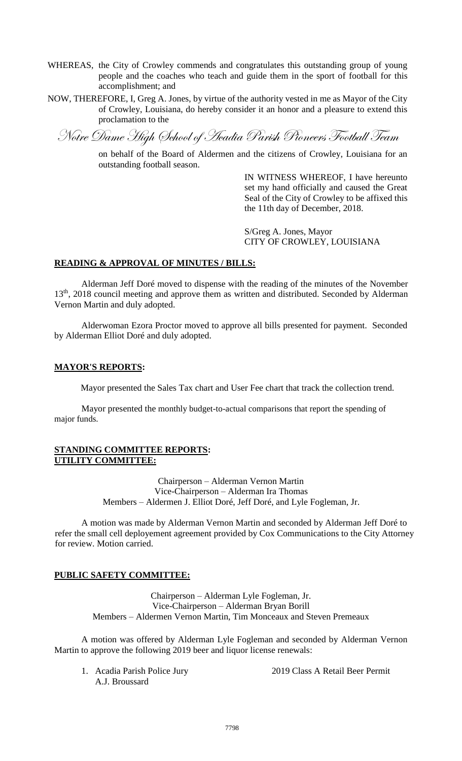WHEREAS, the City of Crowley commends and congratulates this outstanding group of young people and the coaches who teach and guide them in the sport of football for this accomplishment; and

NOW, THEREFORE, I, Greg A. Jones, by virtue of the authority vested in me as Mayor of the City of Crowley, Louisiana, do hereby consider it an honor and a pleasure to extend this proclamation to the

*Notre Dame High School of Acadia Parish Pioneers Football Team*

on behalf of the Board of Aldermen and the citizens of Crowley, Louisiana for an outstanding football season.

IN WITNESS WHEREOF, I have hereunto set my hand officially and caused the Great Seal of the City of Crowley to be affixed this the 11th day of December, 2018.

S/Greg A. Jones, Mayor
CITY OF CROWLEY, LOUISIANA

**READING & APPROVAL OF MINUTES / BILLS:**

Alderman Jeff Doré moved to dispense with the reading of the minutes of the November 13th, 2018 council meeting and approve them as written and distributed. Seconded by Alderman Vernon Martin and duly adopted.

Alderwoman Ezora Proctor moved to approve all bills presented for payment. Seconded by Alderman Elliot Doré and duly adopted.

**MAYOR'S REPORTS:**

Mayor presented the Sales Tax chart and User Fee chart that track the collection trend.

Mayor presented the monthly budget-to-actual comparisons that report the spending of major funds.

**STANDING COMMITTEE REPORTS:**
**UTILITY COMMITTEE:**

Chairperson – Alderman Vernon Martin
Vice-Chairperson – Alderman Ira Thomas
Members – Aldermen J. Elliot Doré, Jeff Doré, and Lyle Fogleman, Jr.

A motion was made by Alderman Vernon Martin and seconded by Alderman Jeff Doré to refer the small cell deployement agreement provided by Cox Communications to the City Attorney for review. Motion carried.

**PUBLIC SAFETY COMMITTEE:**

Chairperson – Alderman Lyle Fogleman, Jr.
Vice-Chairperson – Alderman Bryan Borill
Members – Aldermen Vernon Martin, Tim Monceaux and Steven Premeaux

A motion was offered by Alderman Lyle Fogleman and seconded by Alderman Vernon Martin to approve the following 2019 beer and liquor license renewals:

1. Acadia Parish Police Jury — 2019 Class A Retail Beer Permit
   A.J. Broussard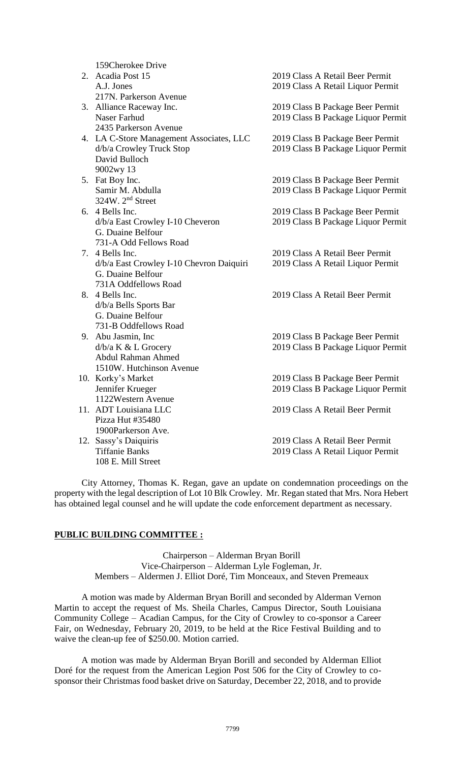159Cherokee Drive

| | | |
|---|---|---|
| 2. | Acadia Post 15<br>A.J. Jones<br>217N. Parkerson Avenue | 2019 Class A Retail Beer Permit<br>2019 Class A Retail Liquor Permit |
| 3. | Alliance Raceway Inc.<br>Naser Farhud<br>2435 Parkerson Avenue | 2019 Class B Package Beer Permit<br>2019 Class B Package Liquor Permit |
| 4. | LA C-Store Management Associates, LLC<br>d/b/a Crowley Truck Stop<br>David Bulloch<br>9002wy 13 | 2019 Class B Package Beer Permit<br>2019 Class B Package Liquor Permit |
| 5. | Fat Boy Inc.<br>Samir M. Abdulla<br>324W. 2nd Street | 2019 Class B Package Beer Permit<br>2019 Class B Package Liquor Permit |
| 6. | 4 Bells Inc.<br>d/b/a East Crowley I-10 Cheveron<br>G. Duaine Belfour<br>731-A Odd Fellows Road | 2019 Class B Package Beer Permit<br>2019 Class B Package Liquor Permit |
| 7. | 4 Bells Inc.<br>d/b/a East Crowley I-10 Chevron Daiquiri<br>G. Duaine Belfour<br>731A Oddfellows Road | 2019 Class A Retail Beer Permit<br>2019 Class A Retail Liquor Permit |
| 8. | 4 Bells Inc.<br>d/b/a Bells Sports Bar<br>G. Duaine Belfour<br>731-B Oddfellows Road | 2019 Class A Retail Beer Permit |
| 9. | Abu Jasmin, Inc<br>d/b/a K & L Grocery<br>Abdul Rahman Ahmed<br>1510W. Hutchinson Avenue | 2019 Class B Package Beer Permit<br>2019 Class B Package Liquor Permit |
| 10. | Korky's Market<br>Jennifer Krueger<br>1122Western Avenue | 2019 Class B Package Beer Permit<br>2019 Class B Package Liquor Permit |
| 11. | ADT Louisiana LLC<br>Pizza Hut #35480<br>1900Parkerson Ave. | 2019 Class A Retail Beer Permit |
| 12. | Sassy's Daiquiris<br>Tiffanie Banks<br>108 E. Mill Street | 2019 Class A Retail Beer Permit<br>2019 Class A Retail Liquor Permit |

City Attorney, Thomas K. Regan, gave an update on condemnation proceedings on the property with the legal description of Lot 10 Blk Crowley. Mr. Regan stated that Mrs. Nora Hebert has obtained legal counsel and he will update the code enforcement department as necessary.

**PUBLIC BUILDING COMMITTEE :**

Chairperson – Alderman Bryan Borill
Vice-Chairperson – Alderman Lyle Fogleman, Jr.
Members – Aldermen J. Elliot Doré, Tim Monceaux, and Steven Premeaux

A motion was made by Alderman Bryan Borill and seconded by Alderman Vernon Martin to accept the request of Ms. Sheila Charles, Campus Director, South Louisiana Community College – Acadian Campus, for the City of Crowley to co-sponsor a Career Fair, on Wednesday, February 20, 2019, to be held at the Rice Festival Building and to waive the clean-up fee of $250.00. Motion carried.

A motion was made by Alderman Bryan Borill and seconded by Alderman Elliot Doré for the request from the American Legion Post 506 for the City of Crowley to co-sponsor their Christmas food basket drive on Saturday, December 22, 2018, and to provide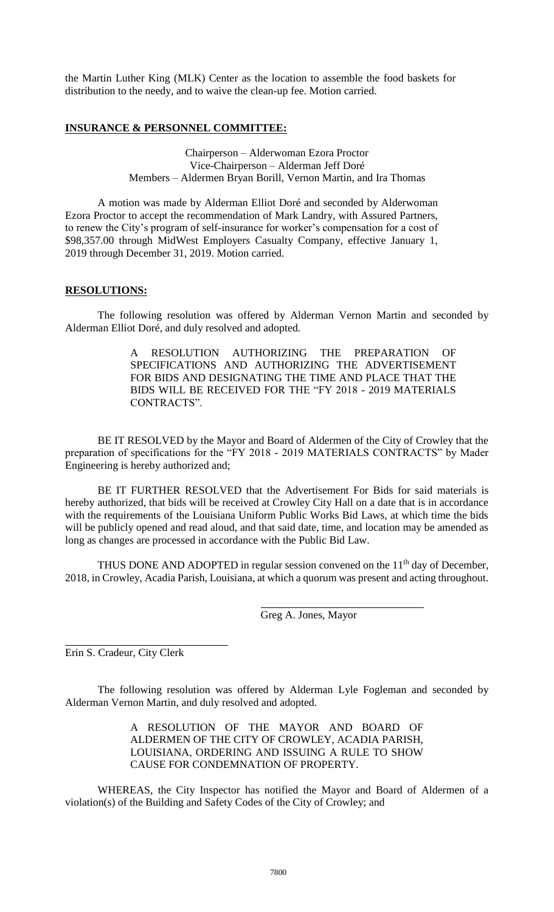the Martin Luther King (MLK) Center as the location to assemble the food baskets for distribution to the needy, and to waive the clean-up fee. Motion carried.

**INSURANCE & PERSONNEL COMMITTEE:**

Chairperson – Alderwoman Ezora Proctor
Vice-Chairperson – Alderman Jeff Doré
Members – Aldermen Bryan Borill, Vernon Martin, and Ira Thomas

A motion was made by Alderman Elliot Doré and seconded by Alderwoman Ezora Proctor to accept the recommendation of Mark Landry, with Assured Partners, to renew the City's program of self-insurance for worker's compensation for a cost of $98,357.00 through MidWest Employers Casualty Company, effective January 1, 2019 through December 31, 2019. Motion carried.

**RESOLUTIONS:**

The following resolution was offered by Alderman Vernon Martin and seconded by Alderman Elliot Doré, and duly resolved and adopted.

A RESOLUTION AUTHORIZING THE PREPARATION OF SPECIFICATIONS AND AUTHORIZING THE ADVERTISEMENT FOR BIDS AND DESIGNATING THE TIME AND PLACE THAT THE BIDS WILL BE RECEIVED FOR THE "FY 2018 - 2019 MATERIALS CONTRACTS".

BE IT RESOLVED by the Mayor and Board of Aldermen of the City of Crowley that the preparation of specifications for the "FY 2018 - 2019 MATERIALS CONTRACTS" by Mader Engineering is hereby authorized and;

BE IT FURTHER RESOLVED that the Advertisement For Bids for said materials is hereby authorized, that bids will be received at Crowley City Hall on a date that is in accordance with the requirements of the Louisiana Uniform Public Works Bid Laws, at which time the bids will be publicly opened and read aloud, and that said date, time, and location may be amended as long as changes are processed in accordance with the Public Bid Law.

THUS DONE AND ADOPTED in regular session convened on the 11th day of December, 2018, in Crowley, Acadia Parish, Louisiana, at which a quorum was present and acting throughout.

Greg A. Jones, Mayor

Erin S. Cradeur, City Clerk

The following resolution was offered by Alderman Lyle Fogleman and seconded by Alderman Vernon Martin, and duly resolved and adopted.

A RESOLUTION OF THE MAYOR AND BOARD OF ALDERMEN OF THE CITY OF CROWLEY, ACADIA PARISH, LOUISIANA, ORDERING AND ISSUING A RULE TO SHOW CAUSE FOR CONDEMNATION OF PROPERTY.

WHEREAS, the City Inspector has notified the Mayor and Board of Aldermen of a violation(s) of the Building and Safety Codes of the City of Crowley; and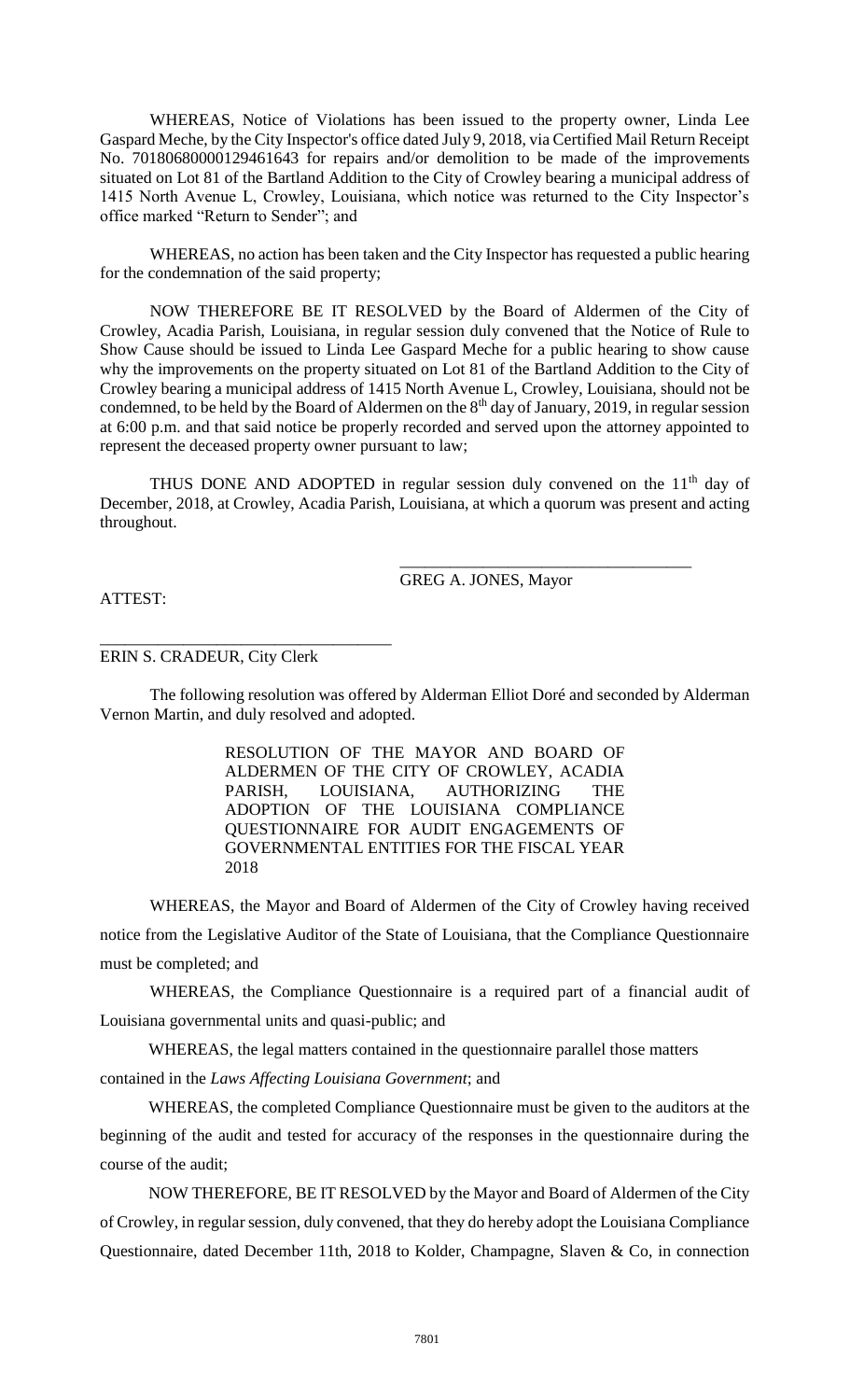WHEREAS, Notice of Violations has been issued to the property owner, Linda Lee Gaspard Meche, by the City Inspector's office dated July 9, 2018, via Certified Mail Return Receipt No. 70180680000129461643 for repairs and/or demolition to be made of the improvements situated on Lot 81 of the Bartland Addition to the City of Crowley bearing a municipal address of 1415 North Avenue L, Crowley, Louisiana, which notice was returned to the City Inspector's office marked "Return to Sender"; and

WHEREAS, no action has been taken and the City Inspector has requested a public hearing for the condemnation of the said property;

NOW THEREFORE BE IT RESOLVED by the Board of Aldermen of the City of Crowley, Acadia Parish, Louisiana, in regular session duly convened that the Notice of Rule to Show Cause should be issued to Linda Lee Gaspard Meche for a public hearing to show cause why the improvements on the property situated on Lot 81 of the Bartland Addition to the City of Crowley bearing a municipal address of 1415 North Avenue L, Crowley, Louisiana, should not be condemned, to be held by the Board of Aldermen on the 8th day of January, 2019, in regular session at 6:00 p.m. and that said notice be properly recorded and served upon the attorney appointed to represent the deceased property owner pursuant to law;

THUS DONE AND ADOPTED in regular session duly convened on the 11th day of December, 2018, at Crowley, Acadia Parish, Louisiana, at which a quorum was present and acting throughout.

\_\_\_\_\_\_\_\_\_\_\_\_\_\_\_\_\_\_\_\_\_\_\_\_\_\_\_\_\_\_\_\_\_\_\_\_
GREG A. JONES, Mayor

ATTEST:

\_\_\_\_\_\_\_\_\_\_\_\_\_\_\_\_\_\_\_\_\_\_\_\_\_\_\_\_\_\_\_\_\_\_\_\_
ERIN S. CRADEUR, City Clerk

The following resolution was offered by Alderman Elliot Doré and seconded by Alderman Vernon Martin, and duly resolved and adopted.

RESOLUTION OF THE MAYOR AND BOARD OF ALDERMEN OF THE CITY OF CROWLEY, ACADIA PARISH, LOUISIANA, AUTHORIZING THE ADOPTION OF THE LOUISIANA COMPLIANCE QUESTIONNAIRE FOR AUDIT ENGAGEMENTS OF GOVERNMENTAL ENTITIES FOR THE FISCAL YEAR 2018

WHEREAS, the Mayor and Board of Aldermen of the City of Crowley having received notice from the Legislative Auditor of the State of Louisiana, that the Compliance Questionnaire must be completed; and

WHEREAS, the Compliance Questionnaire is a required part of a financial audit of Louisiana governmental units and quasi-public; and

WHEREAS, the legal matters contained in the questionnaire parallel those matters contained in the *Laws Affecting Louisiana Government*; and

WHEREAS, the completed Compliance Questionnaire must be given to the auditors at the beginning of the audit and tested for accuracy of the responses in the questionnaire during the course of the audit;

NOW THEREFORE, BE IT RESOLVED by the Mayor and Board of Aldermen of the City of Crowley, in regular session, duly convened, that they do hereby adopt the Louisiana Compliance Questionnaire, dated December 11th, 2018 to Kolder, Champagne, Slaven & Co, in connection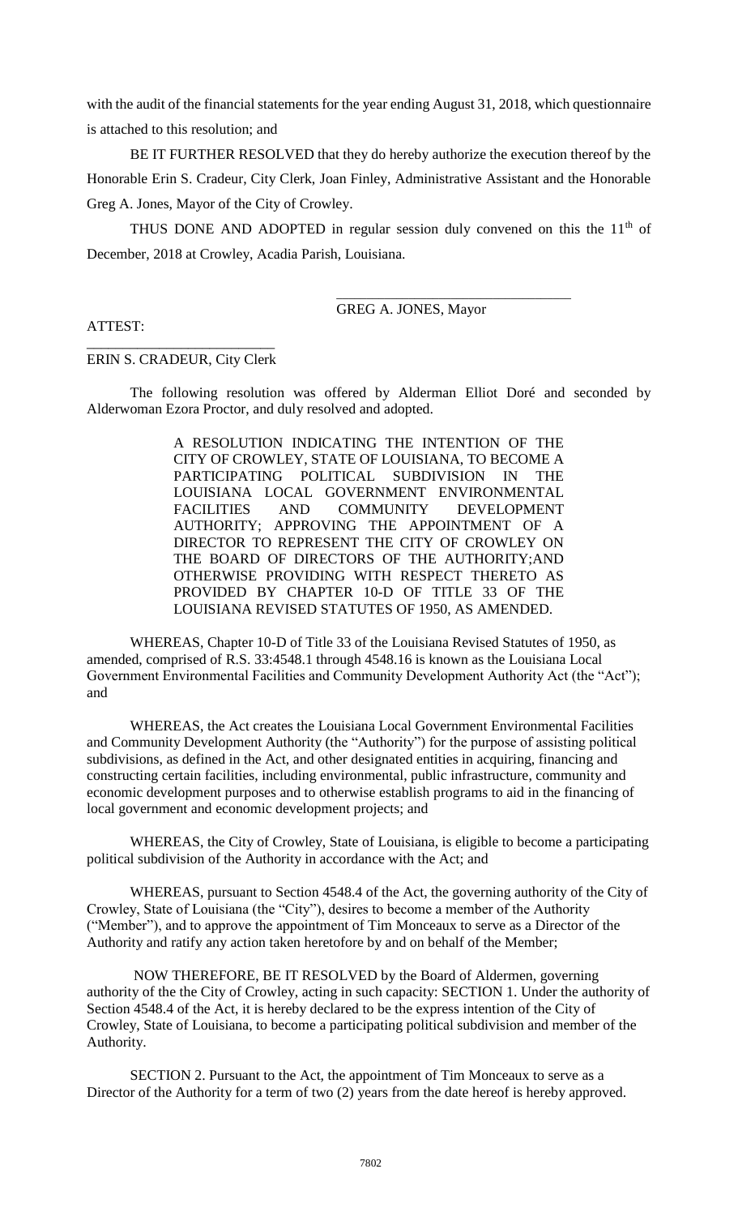with the audit of the financial statements for the year ending August 31, 2018, which questionnaire is attached to this resolution; and

BE IT FURTHER RESOLVED that they do hereby authorize the execution thereof by the Honorable Erin S. Cradeur, City Clerk, Joan Finley, Administrative Assistant and the Honorable Greg A. Jones, Mayor of the City of Crowley.

THUS DONE AND ADOPTED in regular session duly convened on this the 11th of December, 2018 at Crowley, Acadia Parish, Louisiana.

\_\_\_\_\_\_\_\_\_\_\_\_\_\_\_\_\_\_\_\_\_\_\_\_\_\_\_\_\_\_\_\_
GREG A. JONES, Mayor

ATTEST:

\_\_\_\_\_\_\_\_\_\_\_\_\_\_\_\_\_\_\_\_\_\_\_\_\_\_
ERIN S. CRADEUR, City Clerk

The following resolution was offered by Alderman Elliot Doré and seconded by Alderwoman Ezora Proctor, and duly resolved and adopted.

> A RESOLUTION INDICATING THE INTENTION OF THE CITY OF CROWLEY, STATE OF LOUISIANA, TO BECOME A PARTICIPATING POLITICAL SUBDIVISION IN THE LOUISIANA LOCAL GOVERNMENT ENVIRONMENTAL FACILITIES AND COMMUNITY DEVELOPMENT AUTHORITY; APPROVING THE APPOINTMENT OF A DIRECTOR TO REPRESENT THE CITY OF CROWLEY ON THE BOARD OF DIRECTORS OF THE AUTHORITY;AND OTHERWISE PROVIDING WITH RESPECT THERETO AS PROVIDED BY CHAPTER 10-D OF TITLE 33 OF THE LOUISIANA REVISED STATUTES OF 1950, AS AMENDED.

WHEREAS, Chapter 10-D of Title 33 of the Louisiana Revised Statutes of 1950, as amended, comprised of R.S. 33:4548.1 through 4548.16 is known as the Louisiana Local Government Environmental Facilities and Community Development Authority Act (the "Act"); and

WHEREAS, the Act creates the Louisiana Local Government Environmental Facilities and Community Development Authority (the "Authority") for the purpose of assisting political subdivisions, as defined in the Act, and other designated entities in acquiring, financing and constructing certain facilities, including environmental, public infrastructure, community and economic development purposes and to otherwise establish programs to aid in the financing of local government and economic development projects; and

WHEREAS, the City of Crowley, State of Louisiana, is eligible to become a participating political subdivision of the Authority in accordance with the Act; and

WHEREAS, pursuant to Section 4548.4 of the Act, the governing authority of the City of Crowley, State of Louisiana (the "City"), desires to become a member of the Authority ("Member"), and to approve the appointment of Tim Monceaux to serve as a Director of the Authority and ratify any action taken heretofore by and on behalf of the Member;

NOW THEREFORE, BE IT RESOLVED by the Board of Aldermen, governing authority of the the City of Crowley, acting in such capacity: SECTION 1. Under the authority of Section 4548.4 of the Act, it is hereby declared to be the express intention of the City of Crowley, State of Louisiana, to become a participating political subdivision and member of the Authority.

SECTION 2. Pursuant to the Act, the appointment of Tim Monceaux to serve as a Director of the Authority for a term of two (2) years from the date hereof is hereby approved.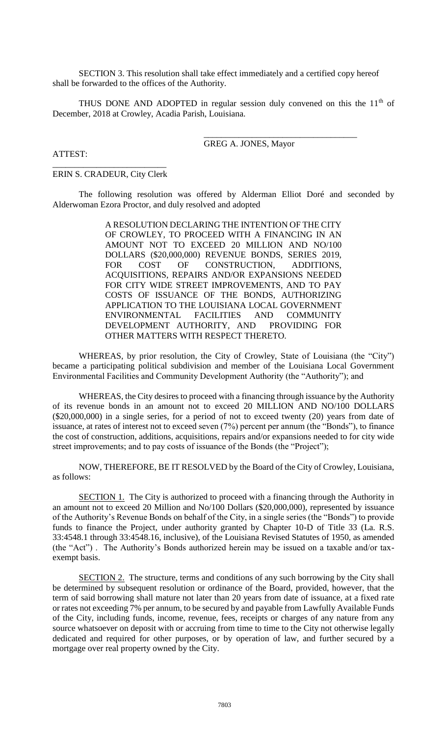SECTION 3. This resolution shall take effect immediately and a certified copy hereof shall be forwarded to the offices of the Authority.

THUS DONE AND ADOPTED in regular session duly convened on this the 11th of December, 2018 at Crowley, Acadia Parish, Louisiana.

\_\_\_\_\_\_\_\_\_\_\_\_\_\_\_\_\_\_\_\_\_\_\_\_\_\_\_\_\_\_\_\_\_\_\_

GREG A. JONES, Mayor

ATTEST:

\_\_\_\_\_\_\_\_\_\_\_\_\_\_\_\_\_\_\_\_\_\_\_\_\_\_

ERIN S. CRADEUR, City Clerk

The following resolution was offered by Alderman Elliot Doré and seconded by Alderwoman Ezora Proctor, and duly resolved and adopted

> A RESOLUTION DECLARING THE INTENTION OF THE CITY OF CROWLEY, TO PROCEED WITH A FINANCING IN AN AMOUNT NOT TO EXCEED 20 MILLION AND NO/100 DOLLARS ($20,000,000) REVENUE BONDS, SERIES 2019, FOR COST OF CONSTRUCTION, ADDITIONS, ACQUISITIONS, REPAIRS AND/OR EXPANSIONS NEEDED FOR CITY WIDE STREET IMPROVEMENTS, AND TO PAY COSTS OF ISSUANCE OF THE BONDS, AUTHORIZING APPLICATION TO THE LOUISIANA LOCAL GOVERNMENT ENVIRONMENTAL FACILITIES AND COMMUNITY DEVELOPMENT AUTHORITY, AND PROVIDING FOR OTHER MATTERS WITH RESPECT THERETO.

WHEREAS, by prior resolution, the City of Crowley, State of Louisiana (the "City") became a participating political subdivision and member of the Louisiana Local Government Environmental Facilities and Community Development Authority (the "Authority"); and

WHEREAS, the City desires to proceed with a financing through issuance by the Authority of its revenue bonds in an amount not to exceed 20 MILLION AND NO/100 DOLLARS ($20,000,000) in a single series, for a period of not to exceed twenty (20) years from date of issuance, at rates of interest not to exceed seven (7%) percent per annum (the "Bonds"), to finance the cost of construction, additions, acquisitions, repairs and/or expansions needed to for city wide street improvements; and to pay costs of issuance of the Bonds (the "Project");

NOW, THEREFORE, BE IT RESOLVED by the Board of the City of Crowley, Louisiana, as follows:

SECTION 1. The City is authorized to proceed with a financing through the Authority in an amount not to exceed 20 Million and No/100 Dollars ($20,000,000), represented by issuance of the Authority's Revenue Bonds on behalf of the City, in a single series (the "Bonds") to provide funds to finance the Project, under authority granted by Chapter 10-D of Title 33 (La. R.S. 33:4548.1 through 33:4548.16, inclusive), of the Louisiana Revised Statutes of 1950, as amended (the "Act") . The Authority's Bonds authorized herein may be issued on a taxable and/or tax-exempt basis.

SECTION 2. The structure, terms and conditions of any such borrowing by the City shall be determined by subsequent resolution or ordinance of the Board, provided, however, that the term of said borrowing shall mature not later than 20 years from date of issuance, at a fixed rate or rates not exceeding 7% per annum, to be secured by and payable from Lawfully Available Funds of the City, including funds, income, revenue, fees, receipts or charges of any nature from any source whatsoever on deposit with or accruing from time to time to the City not otherwise legally dedicated and required for other purposes, or by operation of law, and further secured by a mortgage over real property owned by the City.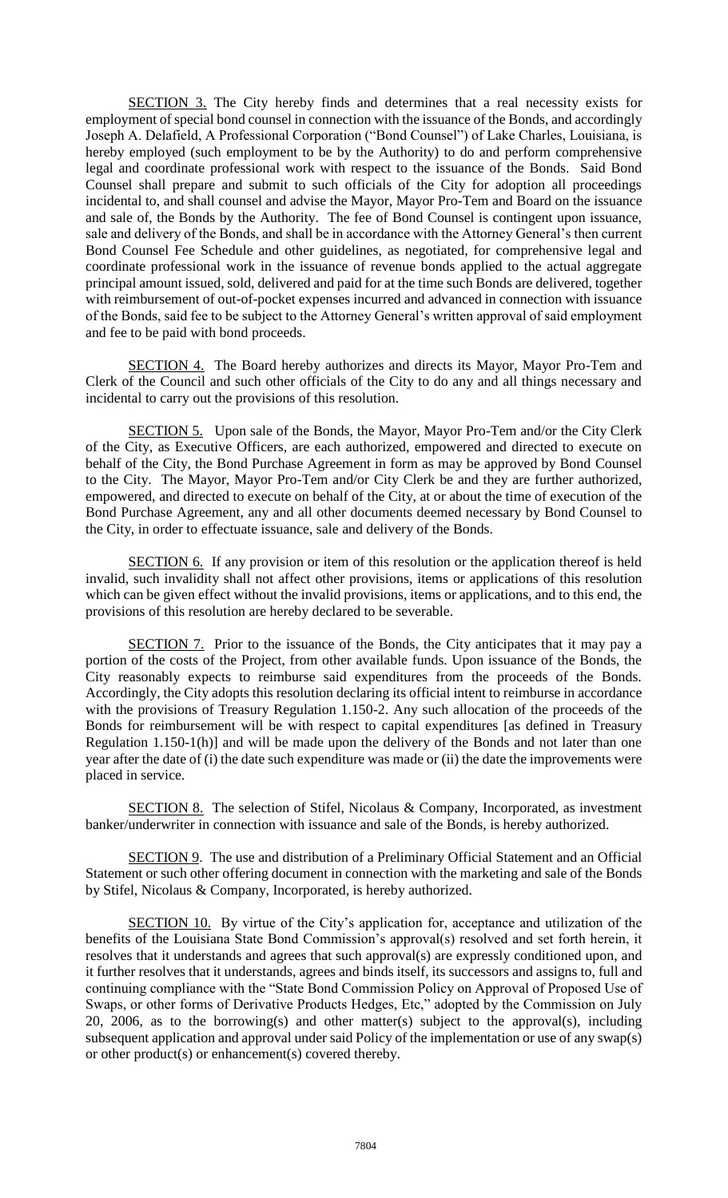SECTION 3. The City hereby finds and determines that a real necessity exists for employment of special bond counsel in connection with the issuance of the Bonds, and accordingly Joseph A. Delafield, A Professional Corporation ("Bond Counsel") of Lake Charles, Louisiana, is hereby employed (such employment to be by the Authority) to do and perform comprehensive legal and coordinate professional work with respect to the issuance of the Bonds. Said Bond Counsel shall prepare and submit to such officials of the City for adoption all proceedings incidental to, and shall counsel and advise the Mayor, Mayor Pro-Tem and Board on the issuance and sale of, the Bonds by the Authority. The fee of Bond Counsel is contingent upon issuance, sale and delivery of the Bonds, and shall be in accordance with the Attorney General's then current Bond Counsel Fee Schedule and other guidelines, as negotiated, for comprehensive legal and coordinate professional work in the issuance of revenue bonds applied to the actual aggregate principal amount issued, sold, delivered and paid for at the time such Bonds are delivered, together with reimbursement of out-of-pocket expenses incurred and advanced in connection with issuance of the Bonds, said fee to be subject to the Attorney General's written approval of said employment and fee to be paid with bond proceeds.

SECTION 4. The Board hereby authorizes and directs its Mayor, Mayor Pro-Tem and Clerk of the Council and such other officials of the City to do any and all things necessary and incidental to carry out the provisions of this resolution.

SECTION 5. Upon sale of the Bonds, the Mayor, Mayor Pro-Tem and/or the City Clerk of the City, as Executive Officers, are each authorized, empowered and directed to execute on behalf of the City, the Bond Purchase Agreement in form as may be approved by Bond Counsel to the City. The Mayor, Mayor Pro-Tem and/or City Clerk be and they are further authorized, empowered, and directed to execute on behalf of the City, at or about the time of execution of the Bond Purchase Agreement, any and all other documents deemed necessary by Bond Counsel to the City, in order to effectuate issuance, sale and delivery of the Bonds.

SECTION 6. If any provision or item of this resolution or the application thereof is held invalid, such invalidity shall not affect other provisions, items or applications of this resolution which can be given effect without the invalid provisions, items or applications, and to this end, the provisions of this resolution are hereby declared to be severable.

SECTION 7. Prior to the issuance of the Bonds, the City anticipates that it may pay a portion of the costs of the Project, from other available funds. Upon issuance of the Bonds, the City reasonably expects to reimburse said expenditures from the proceeds of the Bonds. Accordingly, the City adopts this resolution declaring its official intent to reimburse in accordance with the provisions of Treasury Regulation 1.150-2. Any such allocation of the proceeds of the Bonds for reimbursement will be with respect to capital expenditures [as defined in Treasury Regulation 1.150-1(h)] and will be made upon the delivery of the Bonds and not later than one year after the date of (i) the date such expenditure was made or (ii) the date the improvements were placed in service.

SECTION 8. The selection of Stifel, Nicolaus & Company, Incorporated, as investment banker/underwriter in connection with issuance and sale of the Bonds, is hereby authorized.

SECTION 9. The use and distribution of a Preliminary Official Statement and an Official Statement or such other offering document in connection with the marketing and sale of the Bonds by Stifel, Nicolaus & Company, Incorporated, is hereby authorized.

SECTION 10. By virtue of the City's application for, acceptance and utilization of the benefits of the Louisiana State Bond Commission's approval(s) resolved and set forth herein, it resolves that it understands and agrees that such approval(s) are expressly conditioned upon, and it further resolves that it understands, agrees and binds itself, its successors and assigns to, full and continuing compliance with the "State Bond Commission Policy on Approval of Proposed Use of Swaps, or other forms of Derivative Products Hedges, Etc," adopted by the Commission on July 20, 2006, as to the borrowing(s) and other matter(s) subject to the approval(s), including subsequent application and approval under said Policy of the implementation or use of any swap(s) or other product(s) or enhancement(s) covered thereby.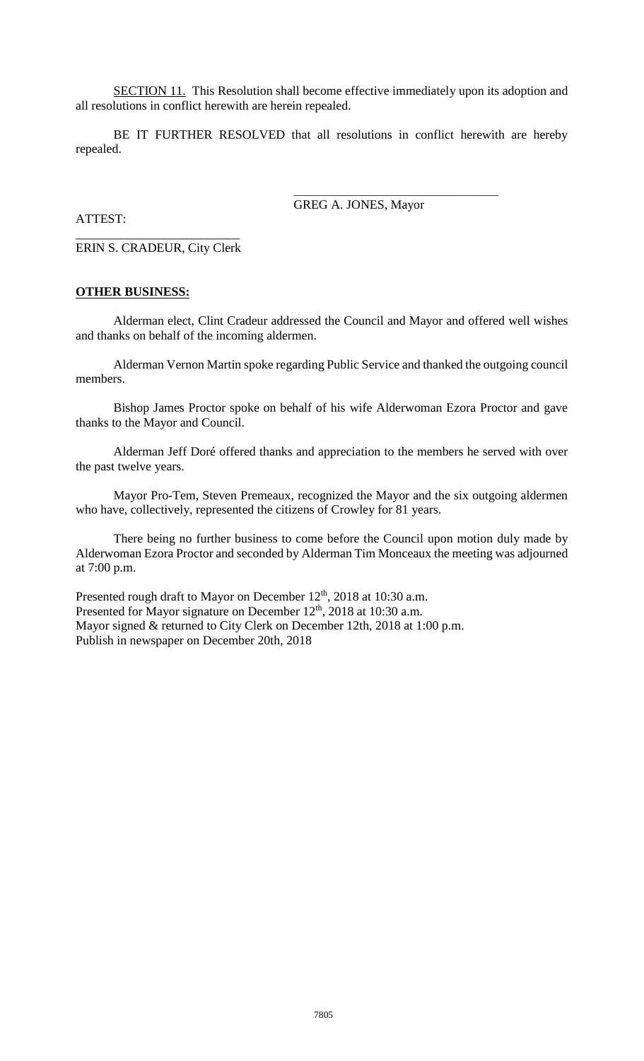SECTION 11. This Resolution shall become effective immediately upon its adoption and all resolutions in conflict herewith are herein repealed.

BE IT FURTHER RESOLVED that all resolutions in conflict herewith are hereby repealed.

\_\_\_\_\_\_\_\_\_\_\_\_\_\_\_\_\_\_\_\_\_\_\_\_\_\_\_\_\_\_
GREG A. JONES, Mayor

ATTEST:

\_\_\_\_\_\_\_\_\_\_\_\_\_\_\_\_\_\_\_\_\_\_\_\_\_\_\_\_\_\_
ERIN S. CRADEUR, City Clerk

**OTHER BUSINESS:**

Alderman elect, Clint Cradeur addressed the Council and Mayor and offered well wishes and thanks on behalf of the incoming aldermen.

Alderman Vernon Martin spoke regarding Public Service and thanked the outgoing council members.

Bishop James Proctor spoke on behalf of his wife Alderwoman Ezora Proctor and gave thanks to the Mayor and Council.

Alderman Jeff Doré offered thanks and appreciation to the members he served with over the past twelve years.

Mayor Pro-Tem, Steven Premeaux, recognized the Mayor and the six outgoing aldermen who have, collectively, represented the citizens of Crowley for 81 years.

There being no further business to come before the Council upon motion duly made by Alderwoman Ezora Proctor and seconded by Alderman Tim Monceaux the meeting was adjourned at 7:00 p.m.

Presented rough draft to Mayor on December 12th, 2018 at 10:30 a.m.
Presented for Mayor signature on December 12th, 2018 at 10:30 a.m.
Mayor signed & returned to City Clerk on December 12th, 2018 at 1:00 p.m.
Publish in newspaper on December 20th, 2018